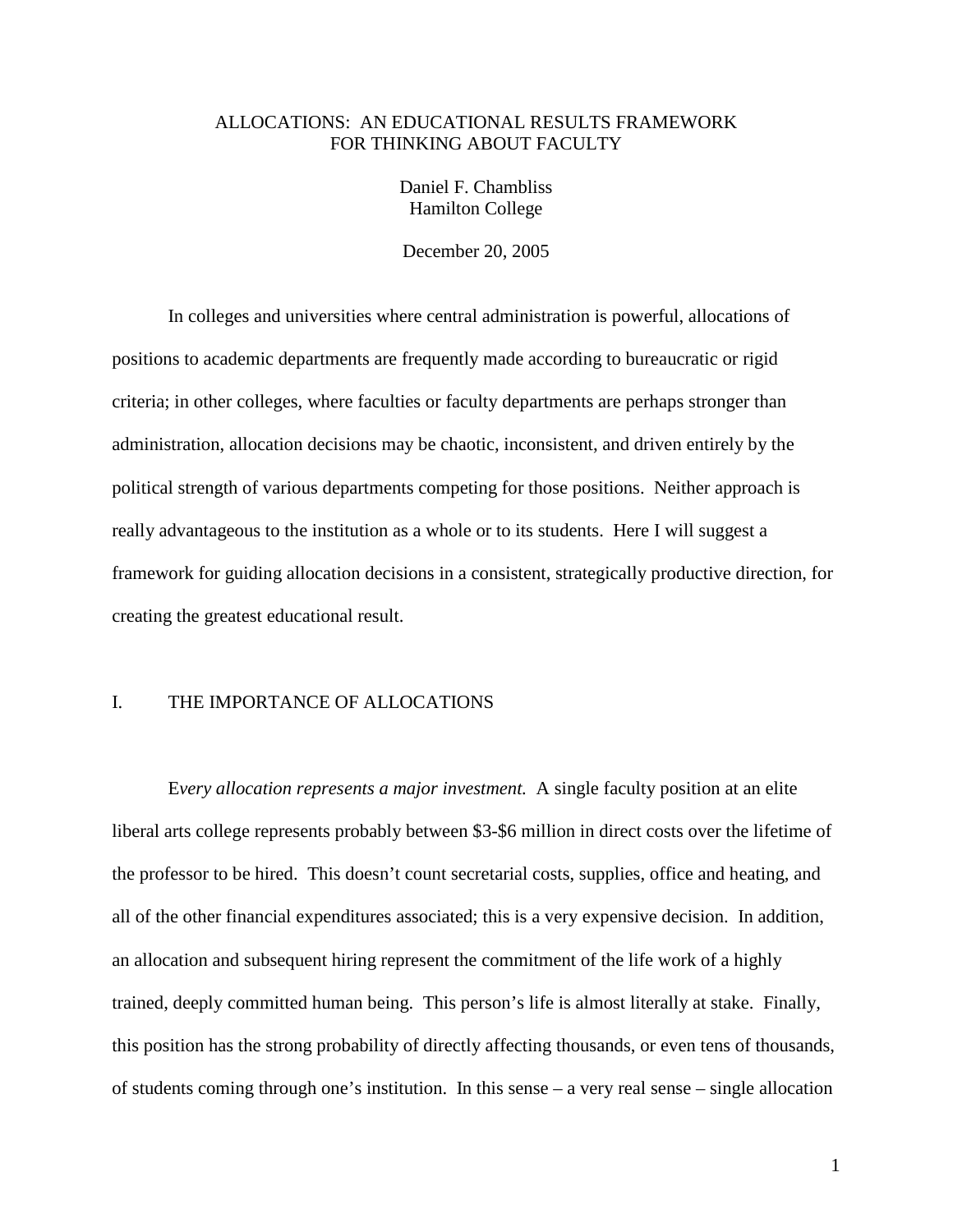# ALLOCATIONS: AN EDUCATIONAL RESULTS FRAMEWORK FOR THINKING ABOUT FACULTY

Daniel F. Chambliss
Hamilton College

December 20, 2005

In colleges and universities where central administration is powerful, allocations of positions to academic departments are frequently made according to bureaucratic or rigid criteria; in other colleges, where faculties or faculty departments are perhaps stronger than administration, allocation decisions may be chaotic, inconsistent, and driven entirely by the political strength of various departments competing for those positions. Neither approach is really advantageous to the institution as a whole or to its students. Here I will suggest a framework for guiding allocation decisions in a consistent, strategically productive direction, for creating the greatest educational result.

## I. THE IMPORTANCE OF ALLOCATIONS

E*very allocation represents a major investment.* A single faculty position at an elite liberal arts college represents probably between $3-$6 million in direct costs over the lifetime of the professor to be hired. This doesn't count secretarial costs, supplies, office and heating, and all of the other financial expenditures associated; this is a very expensive decision. In addition, an allocation and subsequent hiring represent the commitment of the life work of a highly trained, deeply committed human being. This person's life is almost literally at stake. Finally, this position has the strong probability of directly affecting thousands, or even tens of thousands, of students coming through one's institution. In this sense – a very real sense – single allocation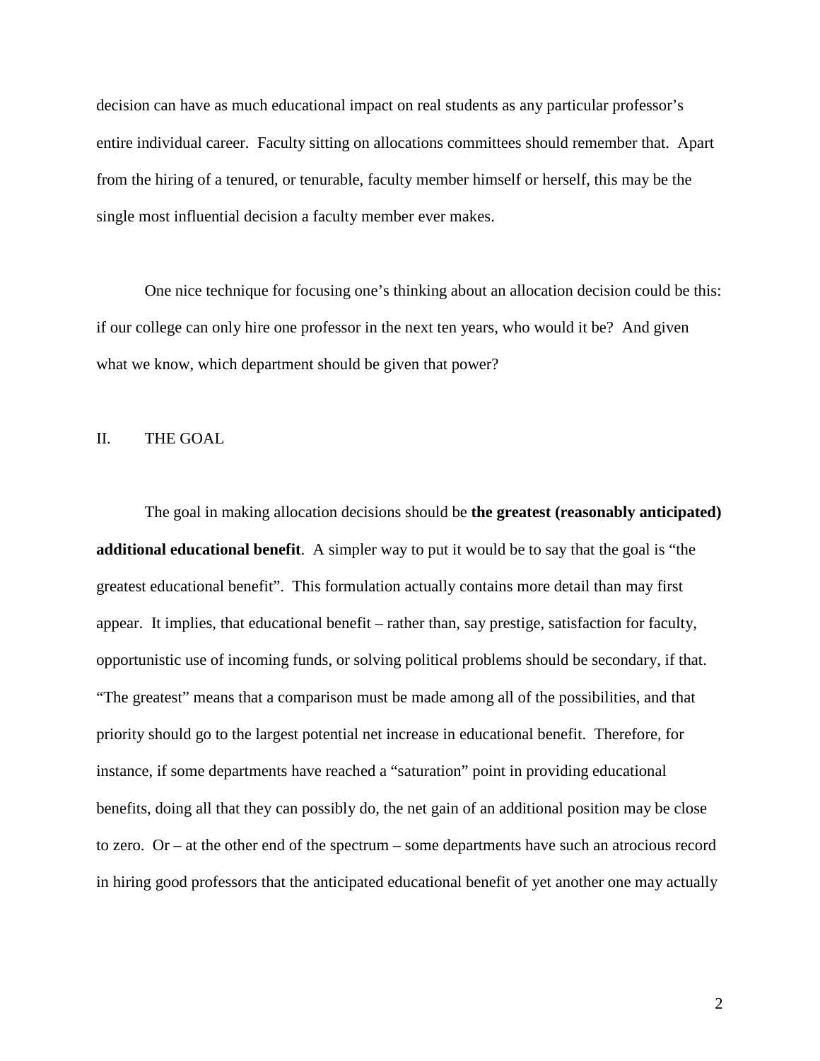decision can have as much educational impact on real students as any particular professor's entire individual career. Faculty sitting on allocations committees should remember that. Apart from the hiring of a tenured, or tenurable, faculty member himself or herself, this may be the single most influential decision a faculty member ever makes.

One nice technique for focusing one's thinking about an allocation decision could be this: if our college can only hire one professor in the next ten years, who would it be? And given what we know, which department should be given that power?

## II. THE GOAL

The goal in making allocation decisions should be **the greatest (reasonably anticipated) additional educational benefit**. A simpler way to put it would be to say that the goal is "the greatest educational benefit". This formulation actually contains more detail than may first appear. It implies, that educational benefit – rather than, say prestige, satisfaction for faculty, opportunistic use of incoming funds, or solving political problems should be secondary, if that. "The greatest" means that a comparison must be made among all of the possibilities, and that priority should go to the largest potential net increase in educational benefit. Therefore, for instance, if some departments have reached a "saturation" point in providing educational benefits, doing all that they can possibly do, the net gain of an additional position may be close to zero. Or – at the other end of the spectrum – some departments have such an atrocious record in hiring good professors that the anticipated educational benefit of yet another one may actually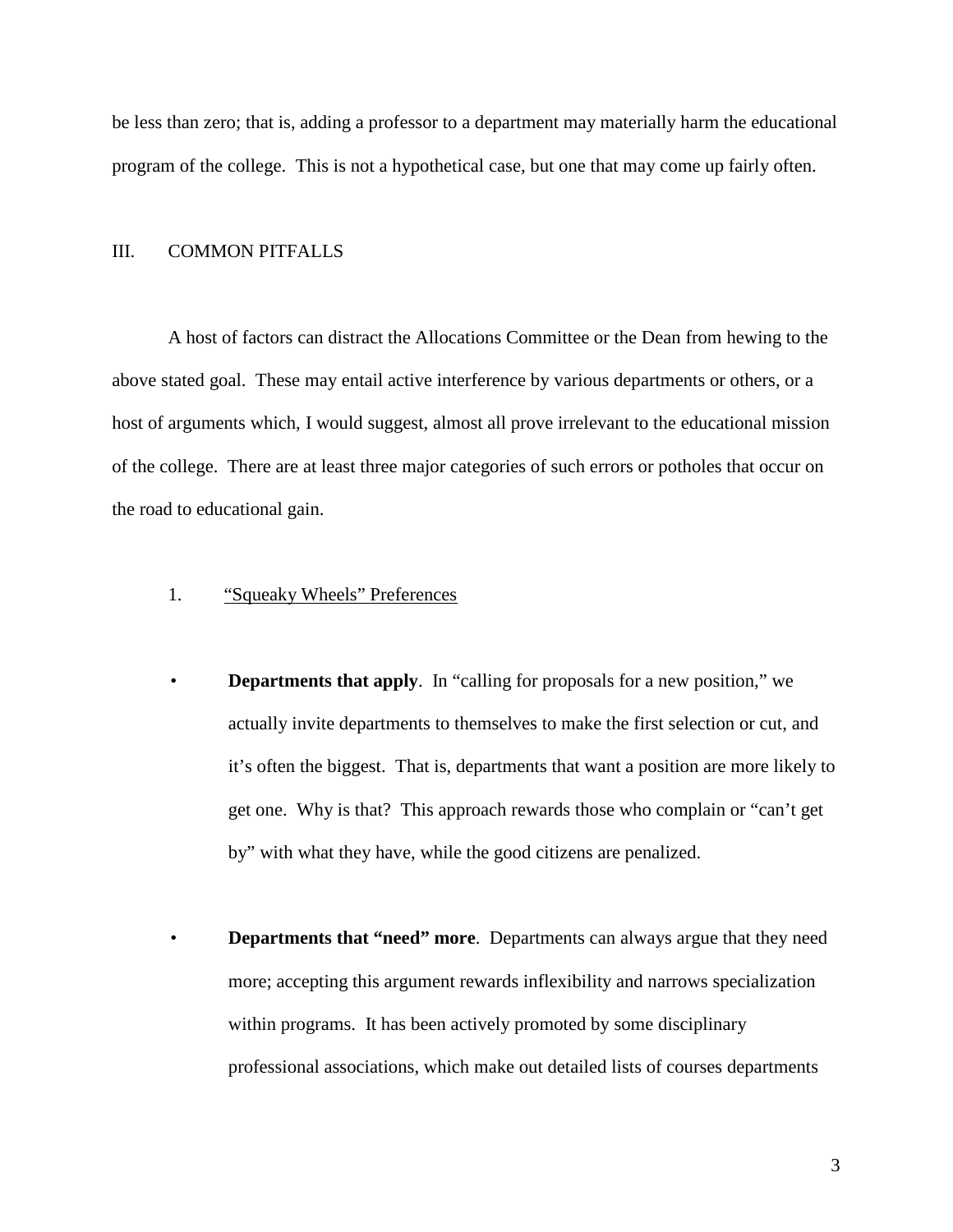be less than zero; that is, adding a professor to a department may materially harm the educational program of the college. This is not a hypothetical case, but one that may come up fairly often.

## III. COMMON PITFALLS

A host of factors can distract the Allocations Committee or the Dean from hewing to the above stated goal. These may entail active interference by various departments or others, or a host of arguments which, I would suggest, almost all prove irrelevant to the educational mission of the college. There are at least three major categories of such errors or potholes that occur on the road to educational gain.

### 1. <u>"Squeaky Wheels" Preferences</u>

- **Departments that apply**. In "calling for proposals for a new position," we actually invite departments to themselves to make the first selection or cut, and it's often the biggest. That is, departments that want a position are more likely to get one. Why is that? This approach rewards those who complain or "can't get by" with what they have, while the good citizens are penalized.

- **Departments that "need" more**. Departments can always argue that they need more; accepting this argument rewards inflexibility and narrows specialization within programs. It has been actively promoted by some disciplinary professional associations, which make out detailed lists of courses departments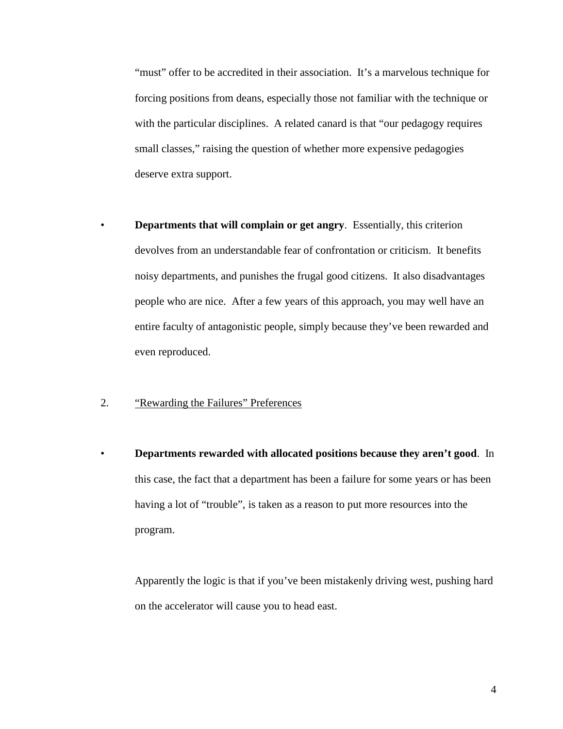"must" offer to be accredited in their association. It's a marvelous technique for forcing positions from deans, especially those not familiar with the technique or with the particular disciplines. A related canard is that "our pedagogy requires small classes," raising the question of whether more expensive pedagogies deserve extra support.

- **Departments that will complain or get angry**. Essentially, this criterion devolves from an understandable fear of confrontation or criticism. It benefits noisy departments, and punishes the frugal good citizens. It also disadvantages people who are nice. After a few years of this approach, you may well have an entire faculty of antagonistic people, simply because they've been rewarded and even reproduced.

2. <u>"Rewarding the Failures" Preferences</u>

- **Departments rewarded with allocated positions because they aren't good**. In this case, the fact that a department has been a failure for some years or has been having a lot of "trouble", is taken as a reason to put more resources into the program.

  Apparently the logic is that if you've been mistakenly driving west, pushing hard on the accelerator will cause you to head east.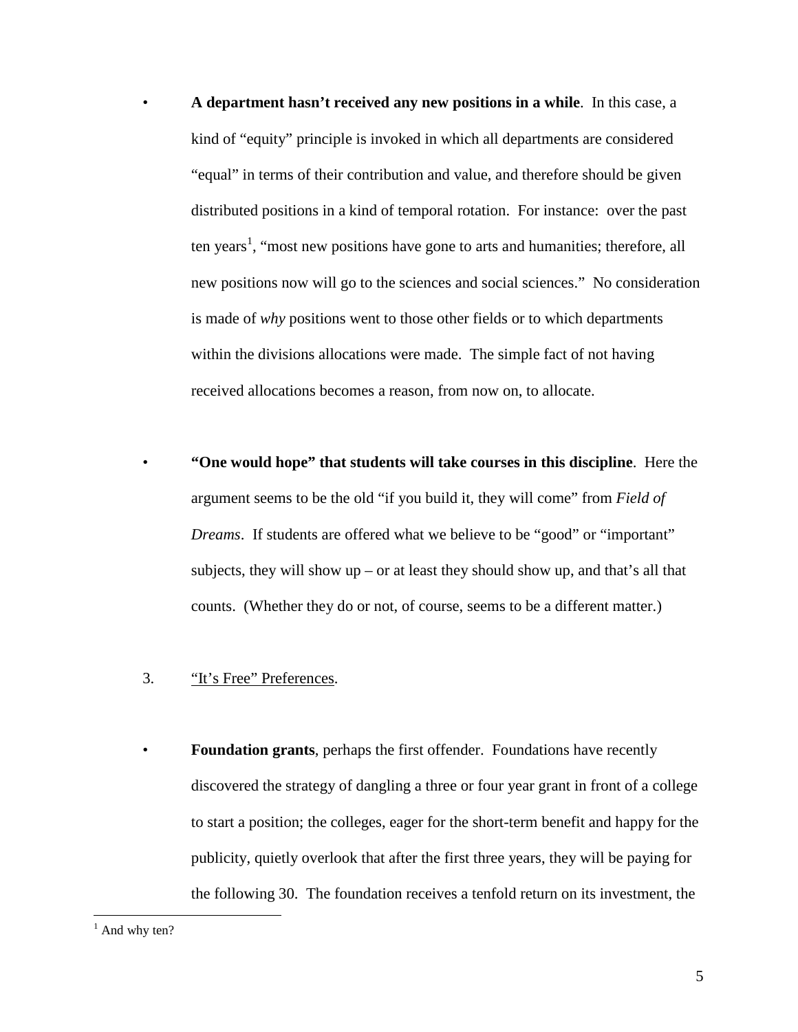- **A department hasn't received any new positions in a while**. In this case, a kind of "equity" principle is invoked in which all departments are considered "equal" in terms of their contribution and value, and therefore should be given distributed positions in a kind of temporal rotation. For instance: over the past ten years[1], "most new positions have gone to arts and humanities; therefore, all new positions now will go to the sciences and social sciences." No consideration is made of *why* positions went to those other fields or to which departments within the divisions allocations were made. The simple fact of not having received allocations becomes a reason, from now on, to allocate.

- **"One would hope" that students will take courses in this discipline**. Here the argument seems to be the old "if you build it, they will come" from *Field of Dreams*. If students are offered what we believe to be "good" or "important" subjects, they will show up – or at least they should show up, and that's all that counts. (Whether they do or not, of course, seems to be a different matter.)

3. <u>"It's Free" Preferences</u>.

- **Foundation grants**, perhaps the first offender. Foundations have recently discovered the strategy of dangling a three or four year grant in front of a college to start a position; the colleges, eager for the short-term benefit and happy for the publicity, quietly overlook that after the first three years, they will be paying for the following 30. The foundation receives a tenfold return on its investment, the

---

[1] And why ten?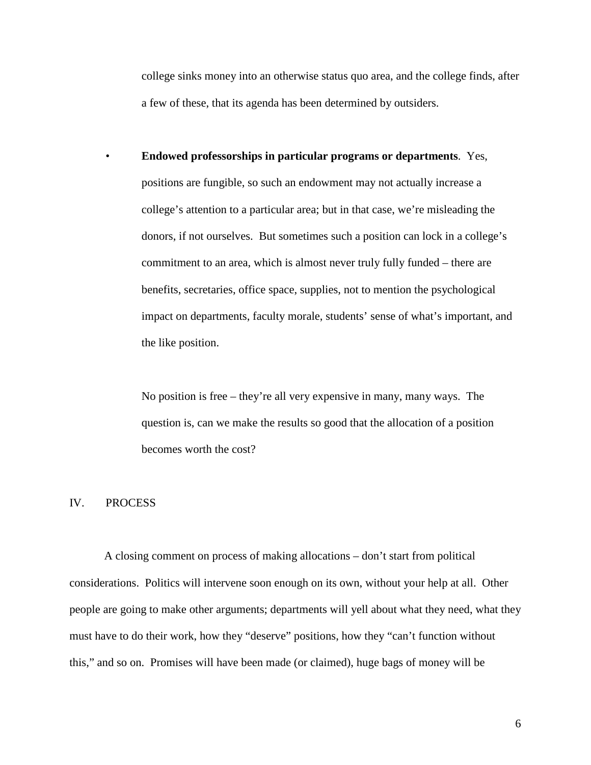college sinks money into an otherwise status quo area, and the college finds, after a few of these, that its agenda has been determined by outsiders.

- **Endowed professorships in particular programs or departments**. Yes, positions are fungible, so such an endowment may not actually increase a college's attention to a particular area; but in that case, we're misleading the donors, if not ourselves. But sometimes such a position can lock in a college's commitment to an area, which is almost never truly fully funded – there are benefits, secretaries, office space, supplies, not to mention the psychological impact on departments, faculty morale, students' sense of what's important, and the like position.

  No position is free – they're all very expensive in many, many ways. The question is, can we make the results so good that the allocation of a position becomes worth the cost?

## IV. PROCESS

A closing comment on process of making allocations – don't start from political considerations. Politics will intervene soon enough on its own, without your help at all. Other people are going to make other arguments; departments will yell about what they need, what they must have to do their work, how they "deserve" positions, how they "can't function without this," and so on. Promises will have been made (or claimed), huge bags of money will be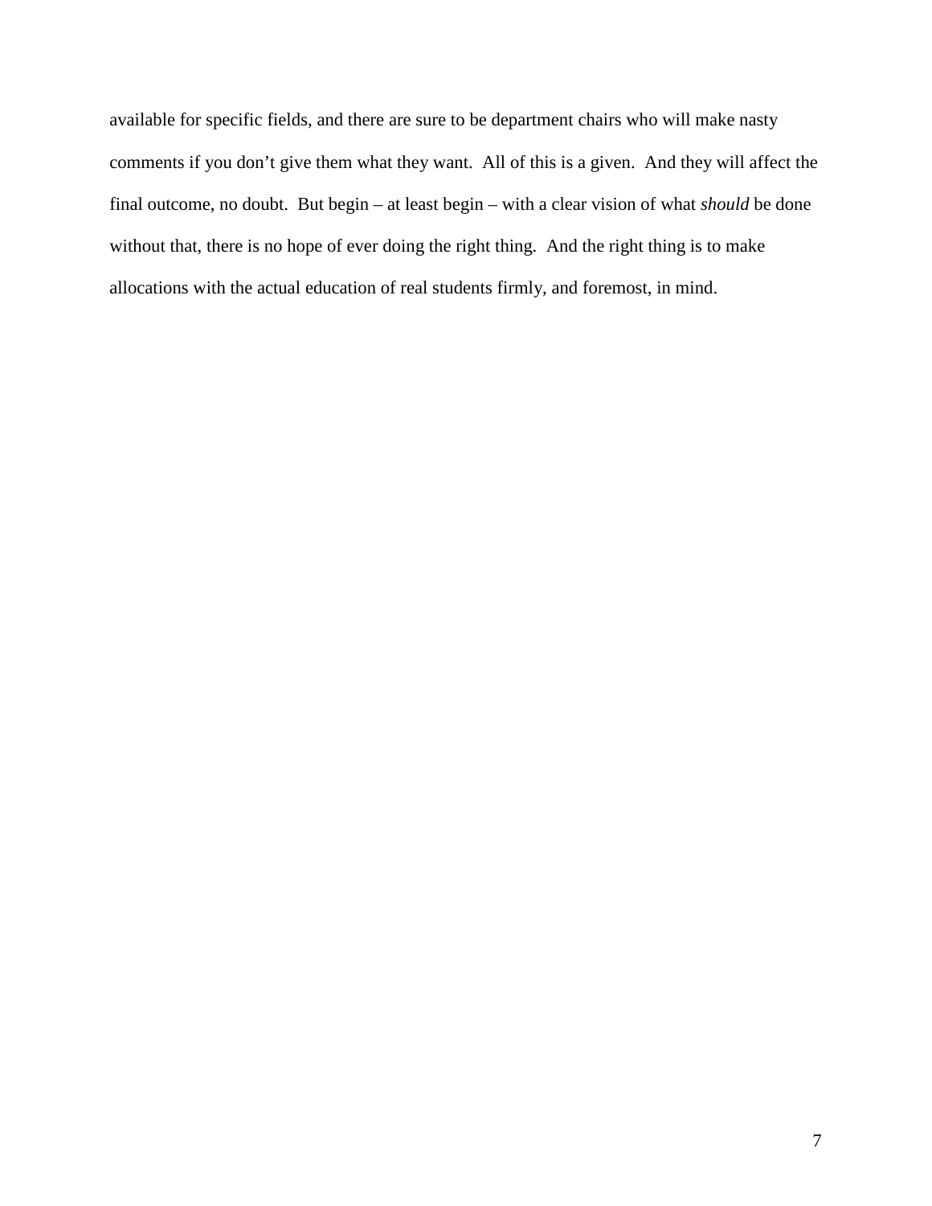available for specific fields, and there are sure to be department chairs who will make nasty comments if you don't give them what they want. All of this is a given. And they will affect the final outcome, no doubt. But begin – at least begin – with a clear vision of what *should* be done without that, there is no hope of ever doing the right thing. And the right thing is to make allocations with the actual education of real students firmly, and foremost, in mind.